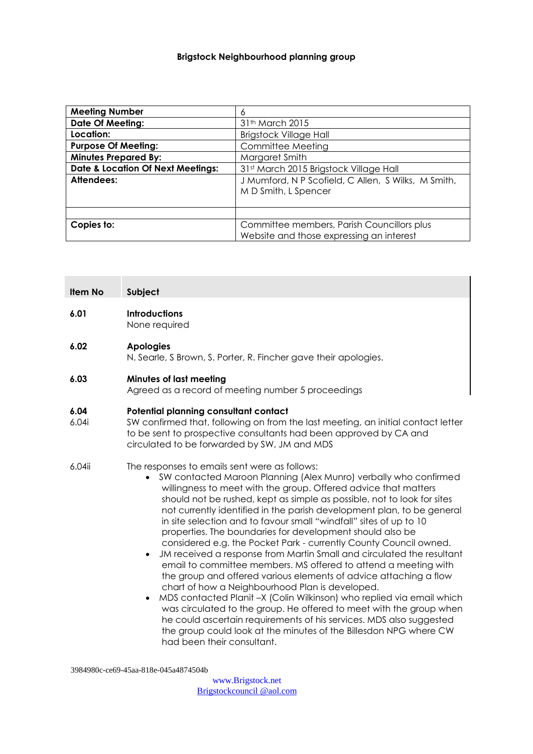**Brigstock Neighbourhood planning group**

| **Meeting Number** | 6 |
|---|---|
| **Date Of Meeting:** | 31th March 2015 |
| **Location:** | Brigstock Village Hall |
| **Purpose Of Meeting:** | Committee Meeting |
| **Minutes Prepared By:** | Margaret Smith |
| **Date & Location Of Next Meetings:** | 31st March 2015 Brigstock Village Hall |
| **Attendees:** | J Mumford, N P Scofield, C Allen, S Wilks, M Smith, M D Smith, L Spencer |
| | |
| **Copies to:** | Committee members, Parish Councillors plus Website and those expressing an interest |

| **Item No** | **Subject** |
|---|---|

**6.01** **Introductions**
None required

**6.02** **Apologies**
N. Searle, S Brown, S. Porter, R. Fincher gave their apologies.

**6.03** **Minutes of last meeting**
Agreed as a record of meeting number 5 proceedings

**6.04** **Potential planning consultant contact**

6.04i SW confirmed that, following on from the last meeting, an initial contact letter to be sent to prospective consultants had been approved by CA and circulated to be forwarded by SW, JM and MDS

6.04ii The responses to emails sent were as follows:

- SW contacted Maroon Planning (Alex Munro) verbally who confirmed willingness to meet with the group. Offered advice that matters should not be rushed, kept as simple as possible, not to look for sites not currently identified in the parish development plan, to be general in site selection and to favour small "windfall" sites of up to 10 properties. The boundaries for development should also be considered e.g. the Pocket Park - currently County Council owned.
- JM received a response from Martin Small and circulated the resultant email to committee members. MS offered to attend a meeting with the group and offered various elements of advice attaching a flow chart of how a Neighbourhood Plan is developed.
- MDS contacted Planit –X (Colin Wilkinson) who replied via email which was circulated to the group. He offered to meet with the group when he could ascertain requirements of his services. MDS also suggested the group could look at the minutes of the Billesdon NPG where CW had been their consultant.

3984980c-ce69-45aa-818e-045a4874504b

www.Brigstock.net
Brigstockcouncil @aol.com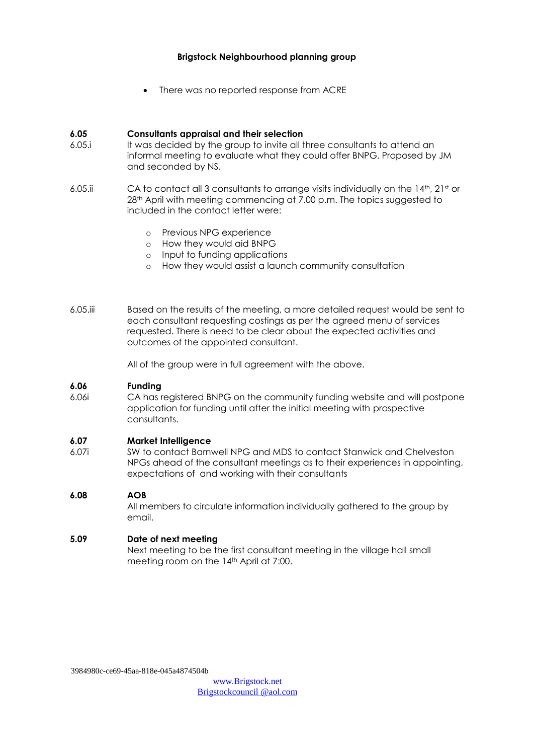**Brigstock Neighbourhood planning group**

- There was no reported response from ACRE

**6.05 Consultants appraisal and their selection**

6.05.i It was decided by the group to invite all three consultants to attend an informal meeting to evaluate what they could offer BNPG. Proposed by JM and seconded by NS.

6.05.ii CA to contact all 3 consultants to arrange visits individually on the 14th, 21st or 28th April with meeting commencing at 7.00 p.m. The topics suggested to included in the contact letter were:

- Previous NPG experience
- How they would aid BNPG
- Input to funding applications
- How they would assist a launch community consultation

6.05.iii Based on the results of the meeting, a more detailed request would be sent to each consultant requesting costings as per the agreed menu of services requested. There is need to be clear about the expected activities and outcomes of the appointed consultant.

All of the group were in full agreement with the above.

**6.06 Funding**

6.06i CA has registered BNPG on the community funding website and will postpone application for funding until after the initial meeting with prospective consultants.

**6.07 Market Intelligence**

6.07i SW to contact Barnwell NPG and MDS to contact Stanwick and Chelveston NPGs ahead of the consultant meetings as to their experiences in appointing, expectations of and working with their consultants

**6.08 AOB**

All members to circulate information individually gathered to the group by email.

**5.09 Date of next meeting**

Next meeting to be the first consultant meeting in the village hall small meeting room on the 14th April at 7:00.

3984980c-ce69-45aa-818e-045a4874504b

www.Brigstock.net
Brigstockcouncil @aol.com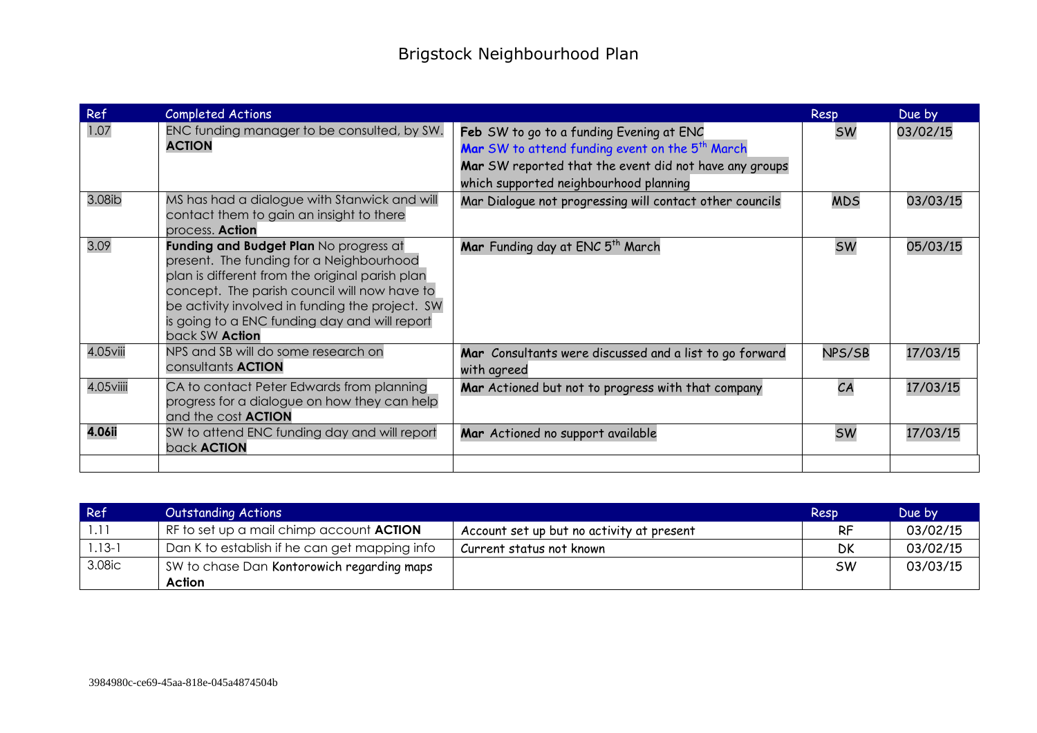# Brigstock Neighbourhood Plan

| Ref | Completed Actions | | Resp | Due by |
|---|---|---|---|---|
| 1.07 | ENC funding manager to be consulted, by SW. **ACTION** | **Feb** SW to go to a funding Evening at ENC<br>**Mar** SW to attend funding event on the 5th March<br>**Mar** SW reported that the event did not have any groups which supported neighbourhood planning | SW | 03/02/15 |
| 3.08ib | MS has had a dialogue with Stanwick and will contact them to gain an insight to there process. **Action** | Mar Dialogue not progressing will contact other councils | MDS | 03/03/15 |
| 3.09 | **Funding and Budget Plan** No progress at present. The funding for a Neighbourhood plan is different from the original parish plan concept. The parish council will now have to be activity involved in funding the project. SW is going to a ENC funding day and will report back SW **Action** | **Mar** Funding day at ENC 5th March | SW | 05/03/15 |
| 4.05viii | NPS and SB will do some research on consultants **ACTION** | **Mar** Consultants were discussed and a list to go forward with agreed | NPS/SB | 17/03/15 |
| 4.05viiii | CA to contact Peter Edwards from planning progress for a dialogue on how they can help and the cost **ACTION** | **Mar** Actioned but not to progress with that company | CA | 17/03/15 |
| **4.06ii** | SW to attend ENC funding day and will report back **ACTION** | **Mar** Actioned no support available | SW | 17/03/15 |
| | | | | |

| Ref | Outstanding Actions | | Resp | Due by |
|---|---|---|---|---|
| 1.11 | RF to set up a mail chimp account **ACTION** | Account set up but no activity at present | RF | 03/02/15 |
| 1.13-1 | Dan K to establish if he can get mapping info | Current status not known | DK | 03/02/15 |
| 3.08ic | SW to chase Dan **Kontorowich regarding maps Action** | | SW | 03/03/15 |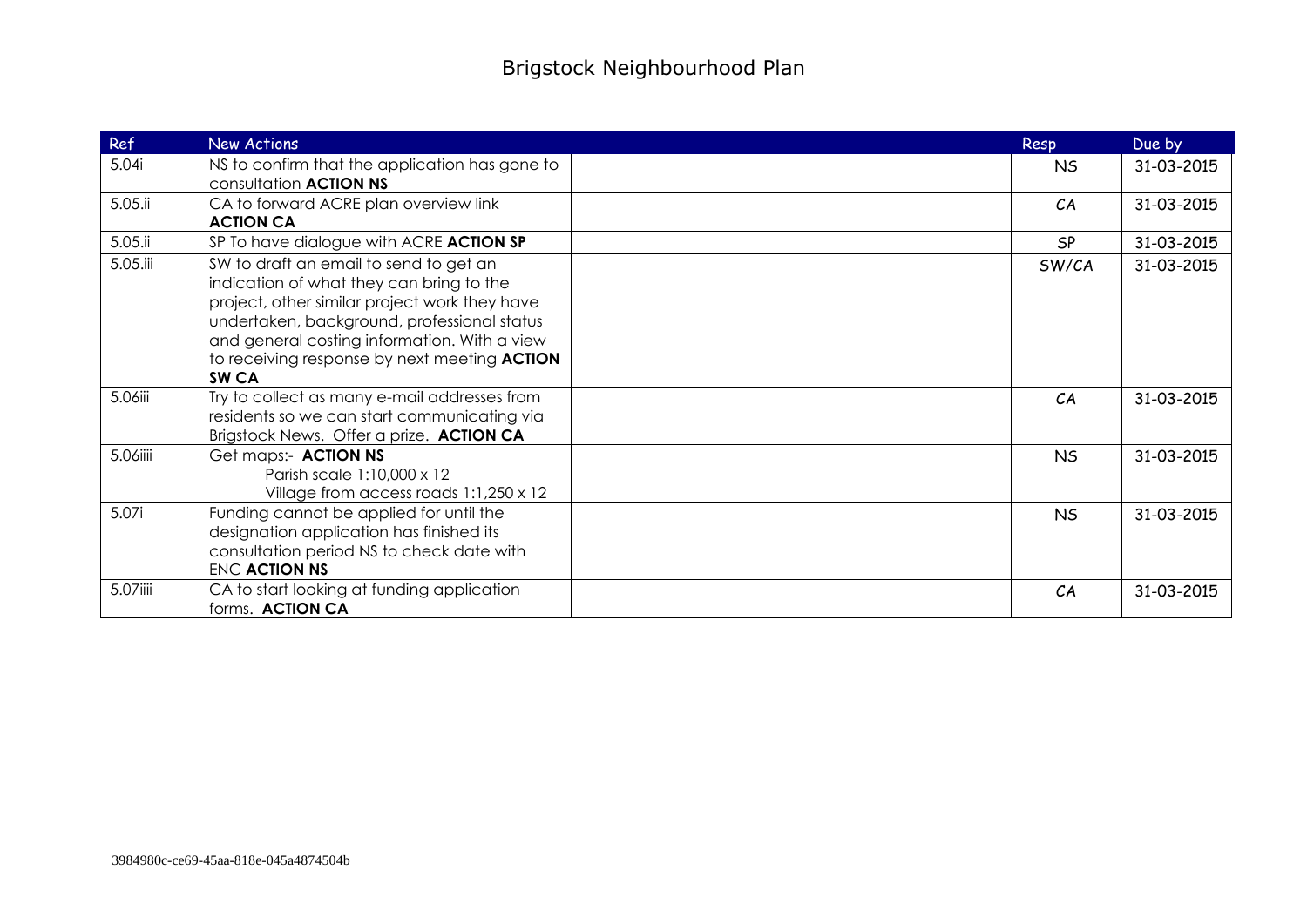# Brigstock Neighbourhood Plan

| Ref | New Actions | | Resp | Due by |
|---|---|---|---|---|
| 5.04i | NS to confirm that the application has gone to consultation **ACTION NS** | | NS | 31-03-2015 |
| 5.05.ii | CA to forward ACRE plan overview link **ACTION CA** | | CA | 31-03-2015 |
| 5.05.ii | SP To have dialogue with ACRE **ACTION SP** | | SP | 31-03-2015 |
| 5.05.iii | SW to draft an email to send to get an indication of what they can bring to the project, other similar project work they have undertaken, background, professional status and general costing information. With a view to receiving response by next meeting **ACTION SW CA** | | SW/CA | 31-03-2015 |
| 5.06iii | Try to collect as many e-mail addresses from residents so we can start communicating via Brigstock News. Offer a prize. **ACTION CA** | | CA | 31-03-2015 |
| 5.06iiii | Get maps:- **ACTION NS** Parish scale 1:10,000 x 12 Village from access roads 1:1,250 x 12 | | NS | 31-03-2015 |
| 5.07i | Funding cannot be applied for until the designation application has finished its consultation period NS to check date with ENC **ACTION NS** | | NS | 31-03-2015 |
| 5.07iiii | CA to start looking at funding application forms. **ACTION CA** | | CA | 31-03-2015 |

3984980c-ce69-45aa-818e-045a4874504b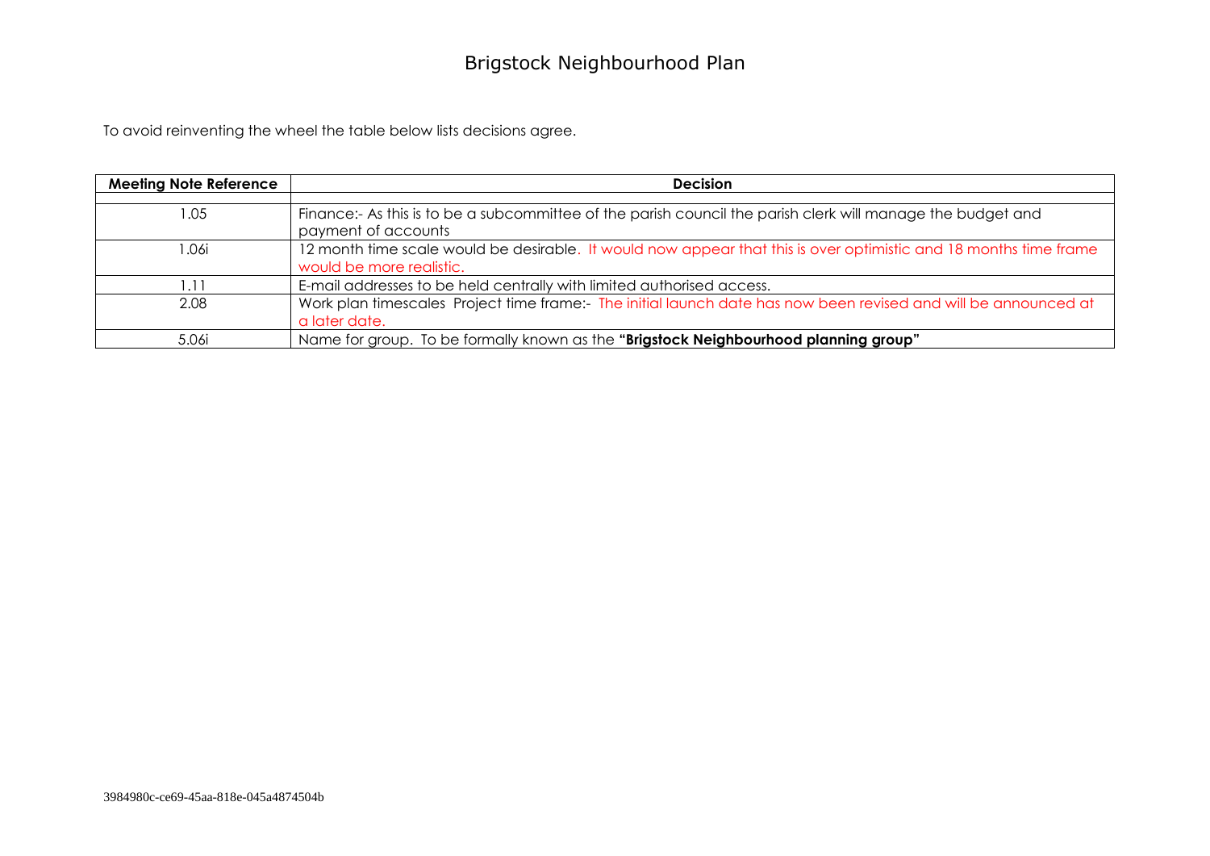# Brigstock Neighbourhood Plan

To avoid reinventing the wheel the table below lists decisions agree.

| Meeting Note Reference | Decision |
|---|---|
| | |
| 1.05 | Finance:- As this is to be a subcommittee of the parish council the parish clerk will manage the budget and payment of accounts |
| 1.06i | 12 month time scale would be desirable. It would now appear that this is over optimistic and 18 months time frame would be more realistic. |
| 1.11 | E-mail addresses to be held centrally with limited authorised access. |
| 2.08 | Work plan timescales Project time frame:- The initial launch date has now been revised and will be announced at a later date. |
| 5.06i | Name for group. To be formally known as the **"Brigstock Neighbourhood planning group"** |

3984980c-ce69-45aa-818e-045a4874504b